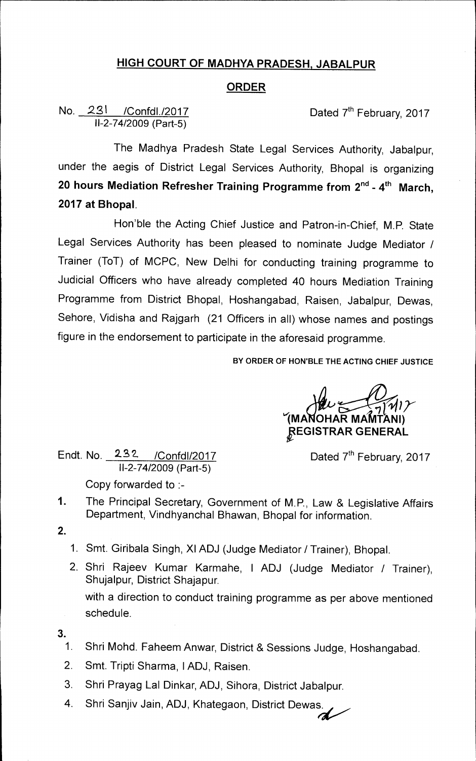# HIGH COURT OF MADHYA PRADESH, JABALPUR

## ORDER

No. 231 /Confdl./2017
II-2-74/2009 (Part-5)

Dated 7th February, 2017

The Madhya Pradesh State Legal Services Authority, Jabalpur, under the aegis of District Legal Services Authority, Bhopal is organizing **20 hours Mediation Refresher Training Programme from 2nd - 4th March, 2017 at Bhopal**.

Hon'ble the Acting Chief Justice and Patron-in-Chief, M.P. State Legal Services Authority has been pleased to nominate Judge Mediator / Trainer (ToT) of MCPC, New Delhi for conducting training programme to Judicial Officers who have already completed 40 hours Mediation Training Programme from District Bhopal, Hoshangabad, Raisen, Jabalpur, Dewas, Sehore, Vidisha and Rajgarh (21 Officers in all) whose names and postings figure in the endorsement to participate in the aforesaid programme.

BY ORDER OF HON'BLE THE ACTING CHIEF JUSTICE

(MANOHAR MAMTANI)
REGISTRAR GENERAL

Endt. No. 232 /Confdl/2017
II-2-74/2009 (Part-5)

Dated 7th February, 2017

Copy forwarded to :-

1. The Principal Secretary, Government of M.P., Law & Legislative Affairs Department, Vindhyanchal Bhawan, Bhopal for information.

2.
   1. Smt. Giribala Singh, XI ADJ (Judge Mediator / Trainer), Bhopal.
   2. Shri Rajeev Kumar Karmahe, I ADJ (Judge Mediator / Trainer), Shujalpur, District Shajapur.

   with a direction to conduct training programme as per above mentioned schedule.

3.
   1. Shri Mohd. Faheem Anwar, District & Sessions Judge, Hoshangabad.
   2. Smt. Tripti Sharma, I ADJ, Raisen.
   3. Shri Prayag Lal Dinkar, ADJ, Sihora, District Jabalpur.
   4. Shri Sanjiv Jain, ADJ, Khategaon, District Dewas.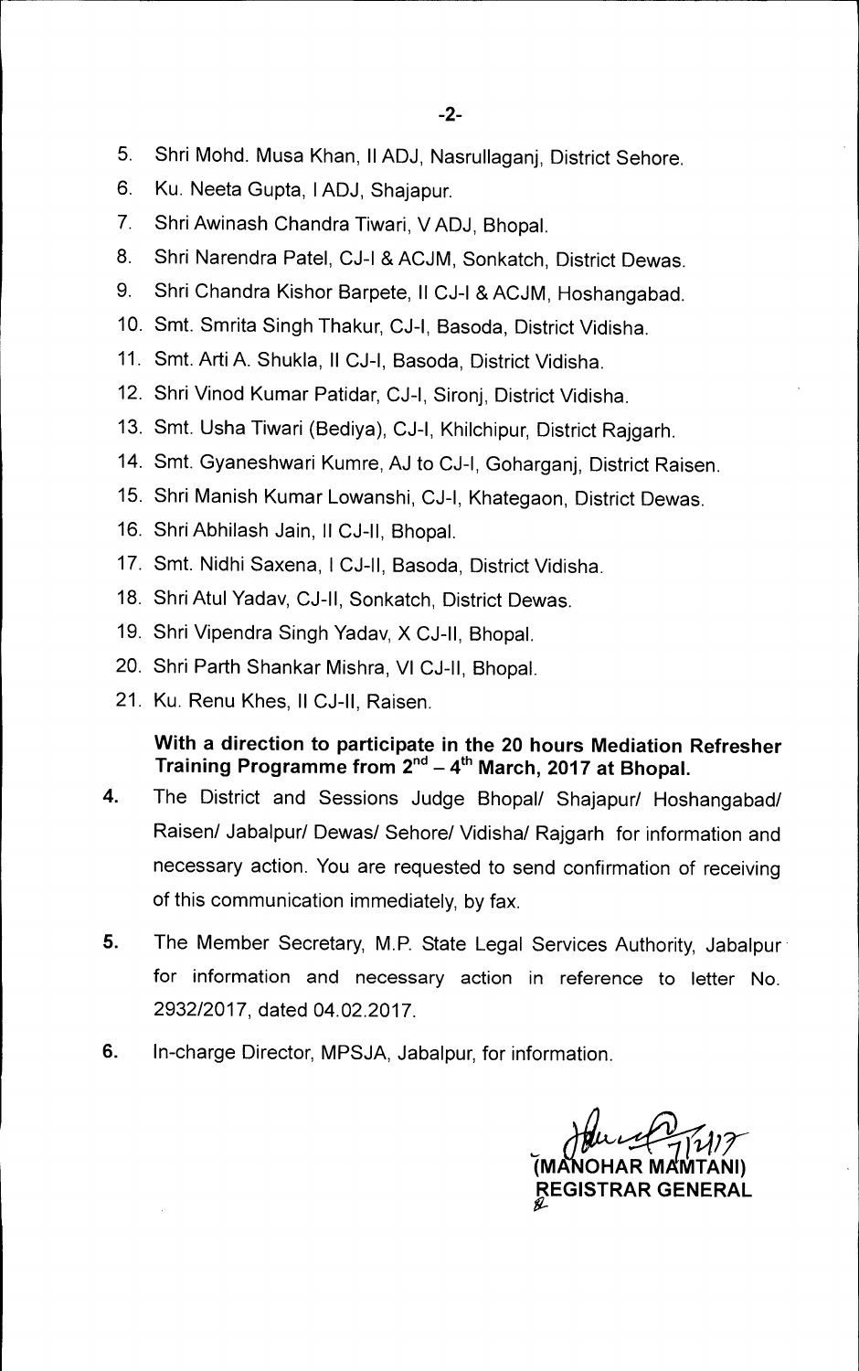5. Shri Mohd. Musa Khan, II ADJ, Nasrullaganj, District Sehore.
6. Ku. Neeta Gupta, I ADJ, Shajapur.
7. Shri Awinash Chandra Tiwari, V ADJ, Bhopal.
8. Shri Narendra Patel, CJ-I & ACJM, Sonkatch, District Dewas.
9. Shri Chandra Kishor Barpete, II CJ-I & ACJM, Hoshangabad.
10. Smt. Smrita Singh Thakur, CJ-I, Basoda, District Vidisha.
11. Smt. Arti A. Shukla, II CJ-I, Basoda, District Vidisha.
12. Shri Vinod Kumar Patidar, CJ-I, Sironj, District Vidisha.
13. Smt. Usha Tiwari (Bediya), CJ-I, Khilchipur, District Rajgarh.
14. Smt. Gyaneshwari Kumre, AJ to CJ-I, Goharganj, District Raisen.
15. Shri Manish Kumar Lowanshi, CJ-I, Khategaon, District Dewas.
16. Shri Abhilash Jain, II CJ-II, Bhopal.
17. Smt. Nidhi Saxena, I CJ-II, Basoda, District Vidisha.
18. Shri Atul Yadav, CJ-II, Sonkatch, District Dewas.
19. Shri Vipendra Singh Yadav, X CJ-II, Bhopal.
20. Shri Parth Shankar Mishra, VI CJ-II, Bhopal.
21. Ku. Renu Khes, II CJ-II, Raisen.

**With a direction to participate in the 20 hours Mediation Refresher Training Programme from 2nd – 4th March, 2017 at Bhopal.**

**4.** The District and Sessions Judge Bhopal/ Shajapur/ Hoshangabad/ Raisen/ Jabalpur/ Dewas/ Sehore/ Vidisha/ Rajgarh for information and necessary action. You are requested to send confirmation of receiving of this communication immediately, by fax.

**5.** The Member Secretary, M.P. State Legal Services Authority, Jabalpur for information and necessary action in reference to letter No. 2932/2017, dated 04.02.2017.

**6.** In-charge Director, MPSJA, Jabalpur, for information.

7/2/17

**(MANOHAR MAMTANI)**
**REGISTRAR GENERAL**